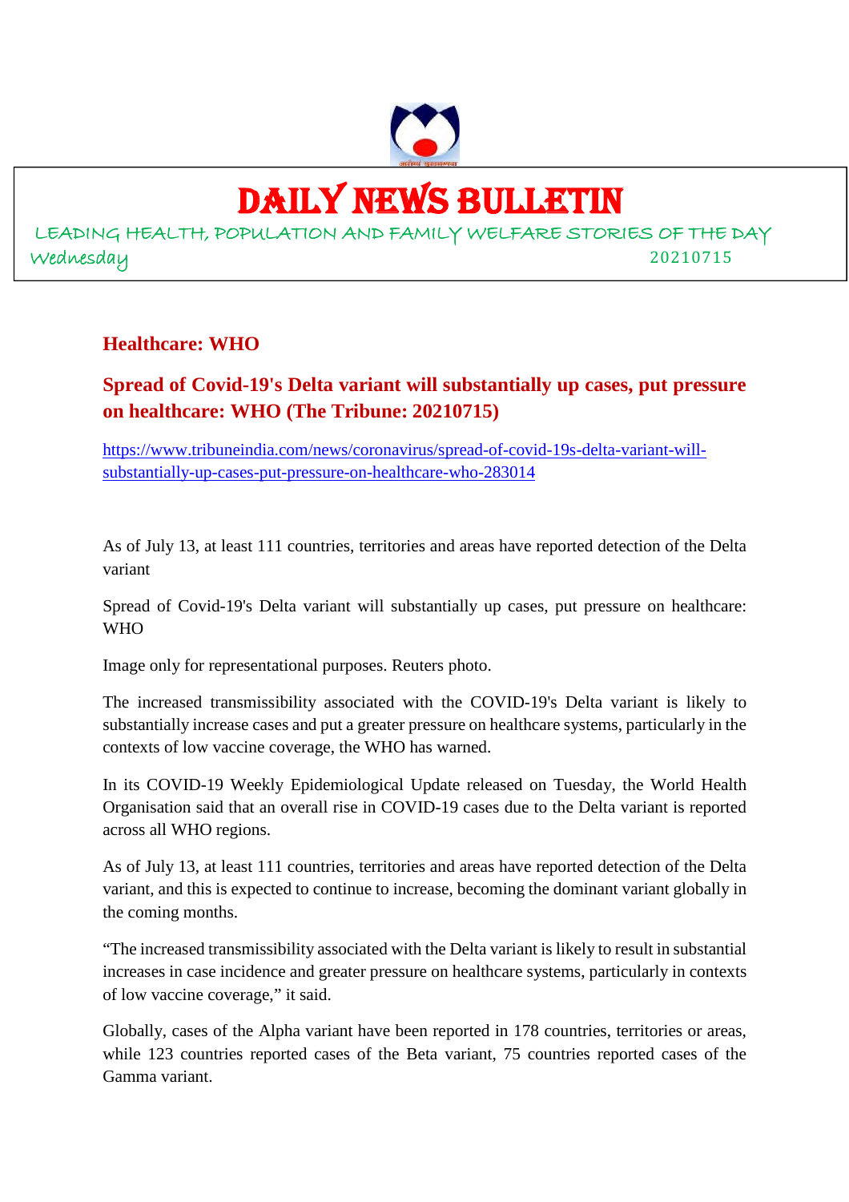# DAILY NEWS BULLETIN

LEADING HEALTH, POPULATION AND FAMILY WELFARE STORIES OF THE DAY

Wednesday 20210715

## Healthcare: WHO

## Spread of Covid-19's Delta variant will substantially up cases, put pressure on healthcare: WHO (The Tribune: 20210715)

https://www.tribuneindia.com/news/coronavirus/spread-of-covid-19s-delta-variant-will-substantially-up-cases-put-pressure-on-healthcare-who-283014

As of July 13, at least 111 countries, territories and areas have reported detection of the Delta variant

Spread of Covid-19's Delta variant will substantially up cases, put pressure on healthcare: WHO

Image only for representational purposes. Reuters photo.

The increased transmissibility associated with the COVID-19's Delta variant is likely to substantially increase cases and put a greater pressure on healthcare systems, particularly in the contexts of low vaccine coverage, the WHO has warned.

In its COVID-19 Weekly Epidemiological Update released on Tuesday, the World Health Organisation said that an overall rise in COVID-19 cases due to the Delta variant is reported across all WHO regions.

As of July 13, at least 111 countries, territories and areas have reported detection of the Delta variant, and this is expected to continue to increase, becoming the dominant variant globally in the coming months.

"The increased transmissibility associated with the Delta variant is likely to result in substantial increases in case incidence and greater pressure on healthcare systems, particularly in contexts of low vaccine coverage," it said.

Globally, cases of the Alpha variant have been reported in 178 countries, territories or areas, while 123 countries reported cases of the Beta variant, 75 countries reported cases of the Gamma variant.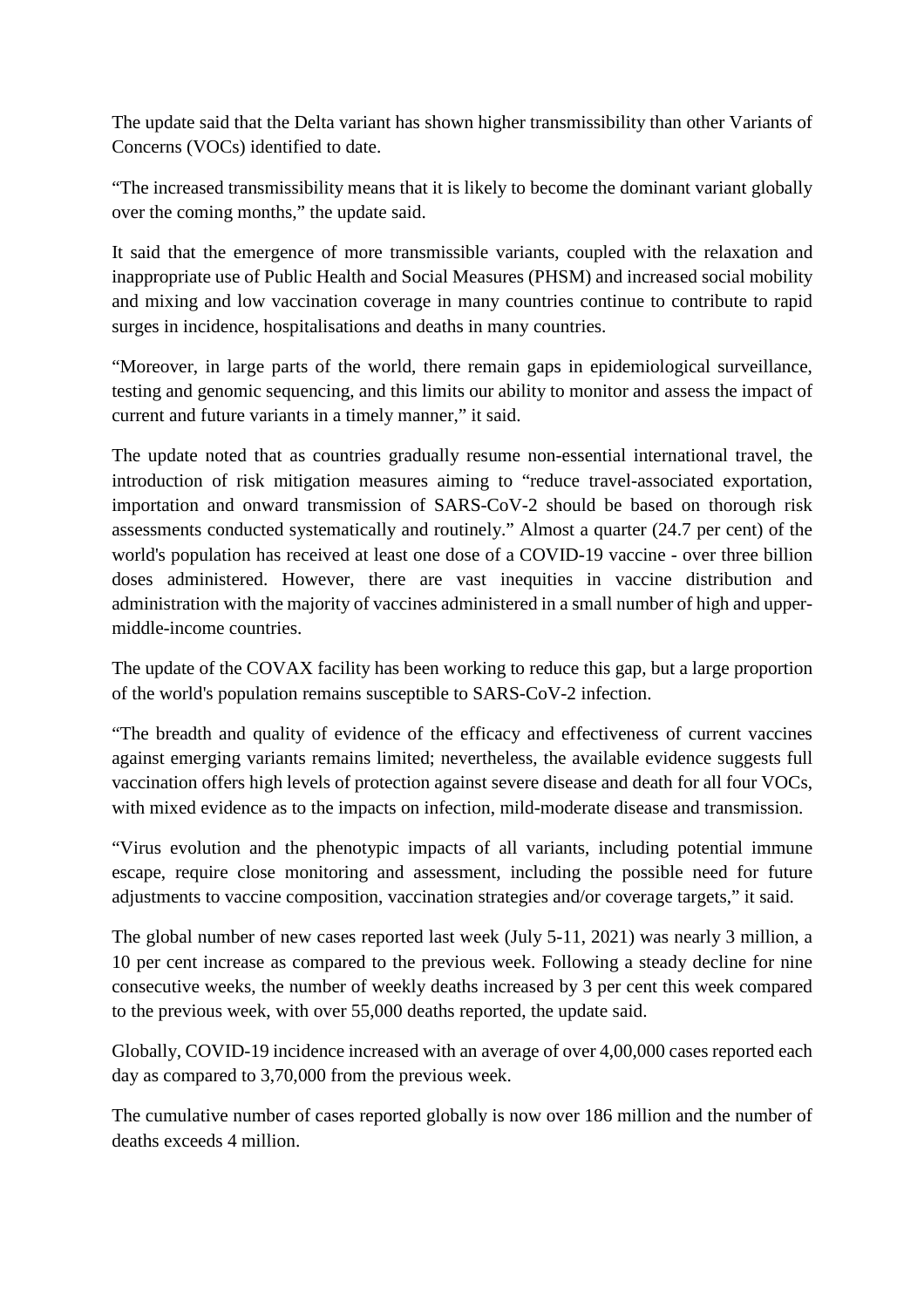The update said that the Delta variant has shown higher transmissibility than other Variants of Concerns (VOCs) identified to date.

“The increased transmissibility means that it is likely to become the dominant variant globally over the coming months,” the update said.

It said that the emergence of more transmissible variants, coupled with the relaxation and inappropriate use of Public Health and Social Measures (PHSM) and increased social mobility and mixing and low vaccination coverage in many countries continue to contribute to rapid surges in incidence, hospitalisations and deaths in many countries.

“Moreover, in large parts of the world, there remain gaps in epidemiological surveillance, testing and genomic sequencing, and this limits our ability to monitor and assess the impact of current and future variants in a timely manner,” it said.

The update noted that as countries gradually resume non-essential international travel, the introduction of risk mitigation measures aiming to “reduce travel-associated exportation, importation and onward transmission of SARS-CoV-2 should be based on thorough risk assessments conducted systematically and routinely.” Almost a quarter (24.7 per cent) of the world's population has received at least one dose of a COVID-19 vaccine - over three billion doses administered. However, there are vast inequities in vaccine distribution and administration with the majority of vaccines administered in a small number of high and upper-middle-income countries.

The update of the COVAX facility has been working to reduce this gap, but a large proportion of the world's population remains susceptible to SARS-CoV-2 infection.

“The breadth and quality of evidence of the efficacy and effectiveness of current vaccines against emerging variants remains limited; nevertheless, the available evidence suggests full vaccination offers high levels of protection against severe disease and death for all four VOCs, with mixed evidence as to the impacts on infection, mild-moderate disease and transmission.

“Virus evolution and the phenotypic impacts of all variants, including potential immune escape, require close monitoring and assessment, including the possible need for future adjustments to vaccine composition, vaccination strategies and/or coverage targets,” it said.

The global number of new cases reported last week (July 5-11, 2021) was nearly 3 million, a 10 per cent increase as compared to the previous week. Following a steady decline for nine consecutive weeks, the number of weekly deaths increased by 3 per cent this week compared to the previous week, with over 55,000 deaths reported, the update said.

Globally, COVID-19 incidence increased with an average of over 4,00,000 cases reported each day as compared to 3,70,000 from the previous week.

The cumulative number of cases reported globally is now over 186 million and the number of deaths exceeds 4 million.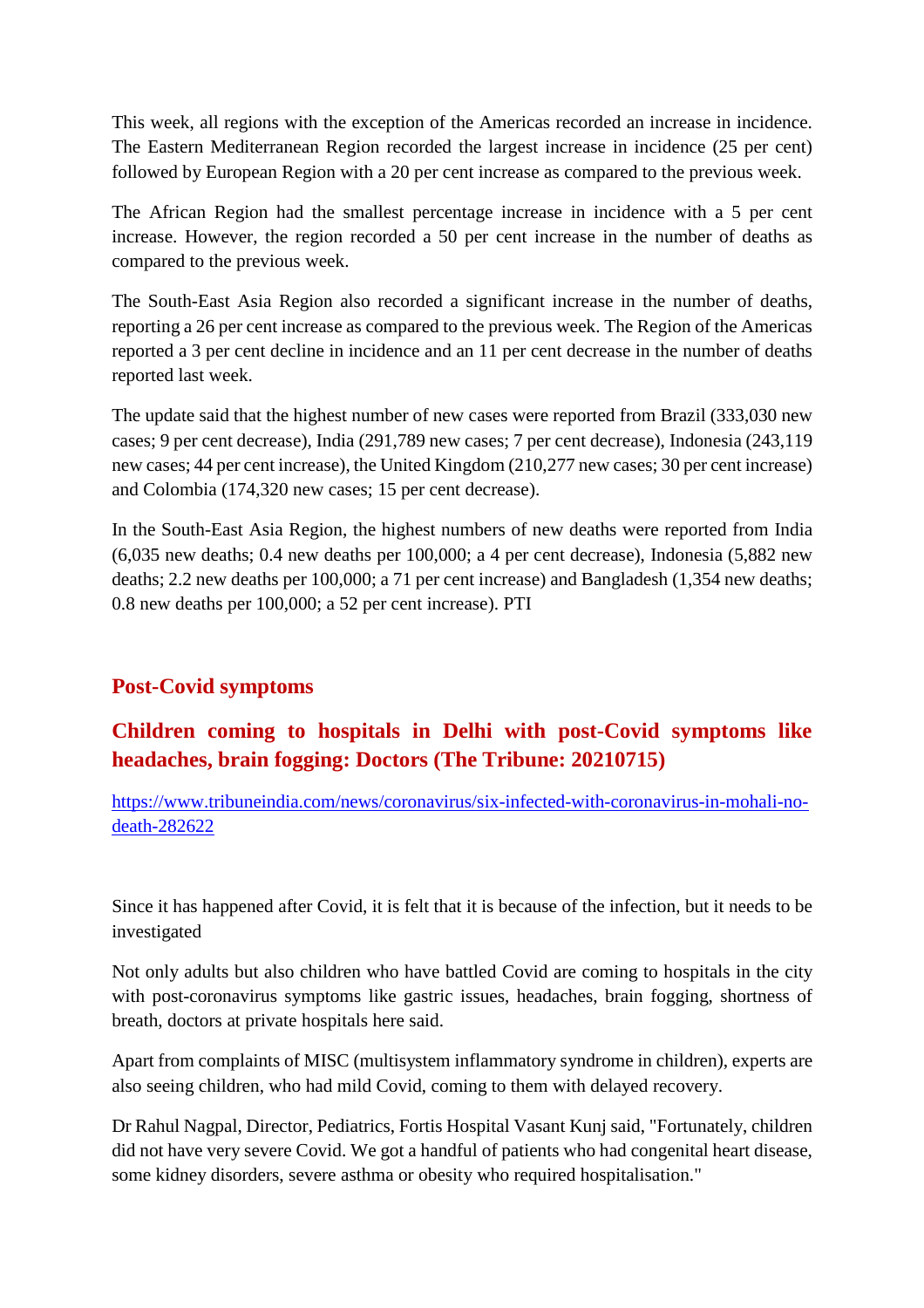This week, all regions with the exception of the Americas recorded an increase in incidence. The Eastern Mediterranean Region recorded the largest increase in incidence (25 per cent) followed by European Region with a 20 per cent increase as compared to the previous week.

The African Region had the smallest percentage increase in incidence with a 5 per cent increase. However, the region recorded a 50 per cent increase in the number of deaths as compared to the previous week.

The South-East Asia Region also recorded a significant increase in the number of deaths, reporting a 26 per cent increase as compared to the previous week. The Region of the Americas reported a 3 per cent decline in incidence and an 11 per cent decrease in the number of deaths reported last week.

The update said that the highest number of new cases were reported from Brazil (333,030 new cases; 9 per cent decrease), India (291,789 new cases; 7 per cent decrease), Indonesia (243,119 new cases; 44 per cent increase), the United Kingdom (210,277 new cases; 30 per cent increase) and Colombia (174,320 new cases; 15 per cent decrease).

In the South-East Asia Region, the highest numbers of new deaths were reported from India (6,035 new deaths; 0.4 new deaths per 100,000; a 4 per cent decrease), Indonesia (5,882 new deaths; 2.2 new deaths per 100,000; a 71 per cent increase) and Bangladesh (1,354 new deaths; 0.8 new deaths per 100,000; a 52 per cent increase). PTI

## Post-Covid symptoms

## Children coming to hospitals in Delhi with post-Covid symptoms like headaches, brain fogging: Doctors (The Tribune: 20210715)

https://www.tribuneindia.com/news/coronavirus/six-infected-with-coronavirus-in-mohali-no-death-282622

Since it has happened after Covid, it is felt that it is because of the infection, but it needs to be investigated

Not only adults but also children who have battled Covid are coming to hospitals in the city with post-coronavirus symptoms like gastric issues, headaches, brain fogging, shortness of breath, doctors at private hospitals here said.

Apart from complaints of MISC (multisystem inflammatory syndrome in children), experts are also seeing children, who had mild Covid, coming to them with delayed recovery.

Dr Rahul Nagpal, Director, Pediatrics, Fortis Hospital Vasant Kunj said, "Fortunately, children did not have very severe Covid. We got a handful of patients who had congenital heart disease, some kidney disorders, severe asthma or obesity who required hospitalisation."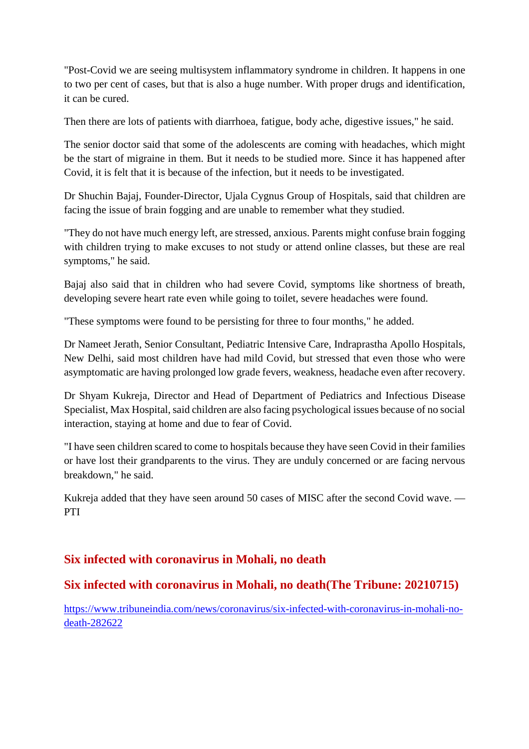"Post-Covid we are seeing multisystem inflammatory syndrome in children. It happens in one to two per cent of cases, but that is also a huge number. With proper drugs and identification, it can be cured.

Then there are lots of patients with diarrhoea, fatigue, body ache, digestive issues," he said.

The senior doctor said that some of the adolescents are coming with headaches, which might be the start of migraine in them. But it needs to be studied more. Since it has happened after Covid, it is felt that it is because of the infection, but it needs to be investigated.

Dr Shuchin Bajaj, Founder-Director, Ujala Cygnus Group of Hospitals, said that children are facing the issue of brain fogging and are unable to remember what they studied.

"They do not have much energy left, are stressed, anxious. Parents might confuse brain fogging with children trying to make excuses to not study or attend online classes, but these are real symptoms," he said.

Bajaj also said that in children who had severe Covid, symptoms like shortness of breath, developing severe heart rate even while going to toilet, severe headaches were found.

"These symptoms were found to be persisting for three to four months," he added.

Dr Nameet Jerath, Senior Consultant, Pediatric Intensive Care, Indraprastha Apollo Hospitals, New Delhi, said most children have had mild Covid, but stressed that even those who were asymptomatic are having prolonged low grade fevers, weakness, headache even after recovery.

Dr Shyam Kukreja, Director and Head of Department of Pediatrics and Infectious Disease Specialist, Max Hospital, said children are also facing psychological issues because of no social interaction, staying at home and due to fear of Covid.

"I have seen children scared to come to hospitals because they have seen Covid in their families or have lost their grandparents to the virus. They are unduly concerned or are facing nervous breakdown," he said.

Kukreja added that they have seen around 50 cases of MISC after the second Covid wave. — PTI

## Six infected with coronavirus in Mohali, no death

## Six infected with coronavirus in Mohali, no death(The Tribune: 20210715)

https://www.tribuneindia.com/news/coronavirus/six-infected-with-coronavirus-in-mohali-no-death-282622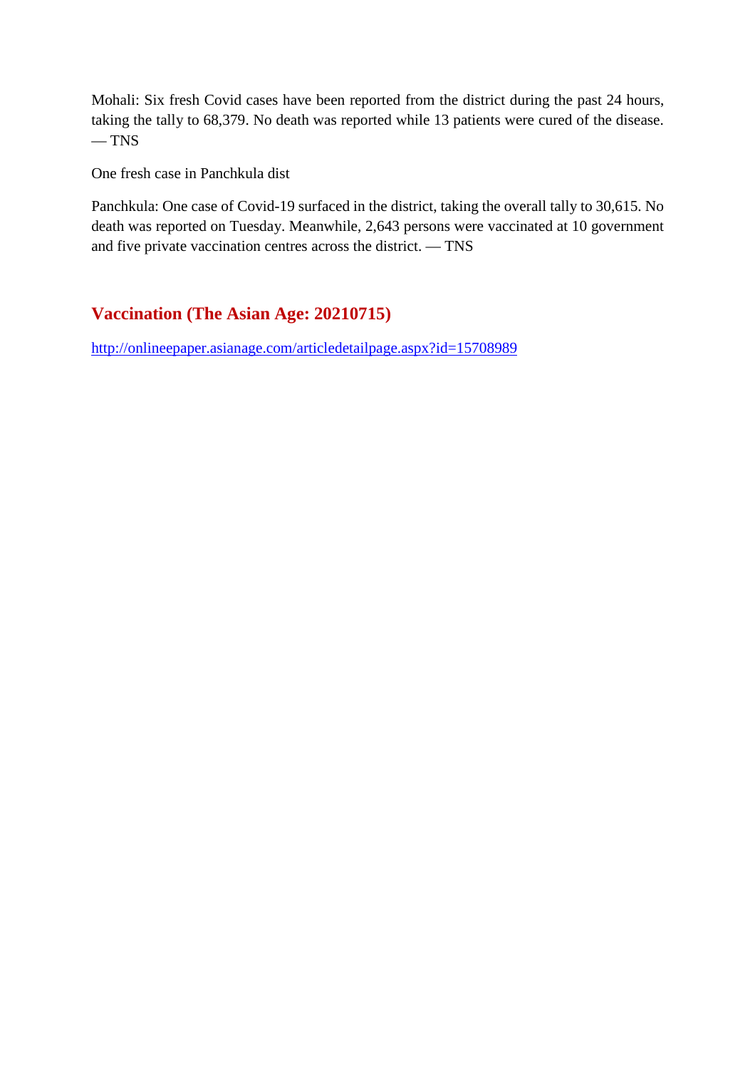Mohali: Six fresh Covid cases have been reported from the district during the past 24 hours, taking the tally to 68,379. No death was reported while 13 patients were cured of the disease. — TNS

One fresh case in Panchkula dist

Panchkula: One case of Covid-19 surfaced in the district, taking the overall tally to 30,615. No death was reported on Tuesday. Meanwhile, 2,643 persons were vaccinated at 10 government and five private vaccination centres across the district. — TNS

## Vaccination (The Asian Age: 20210715)

http://onlineepaper.asianage.com/articledetailpage.aspx?id=15708989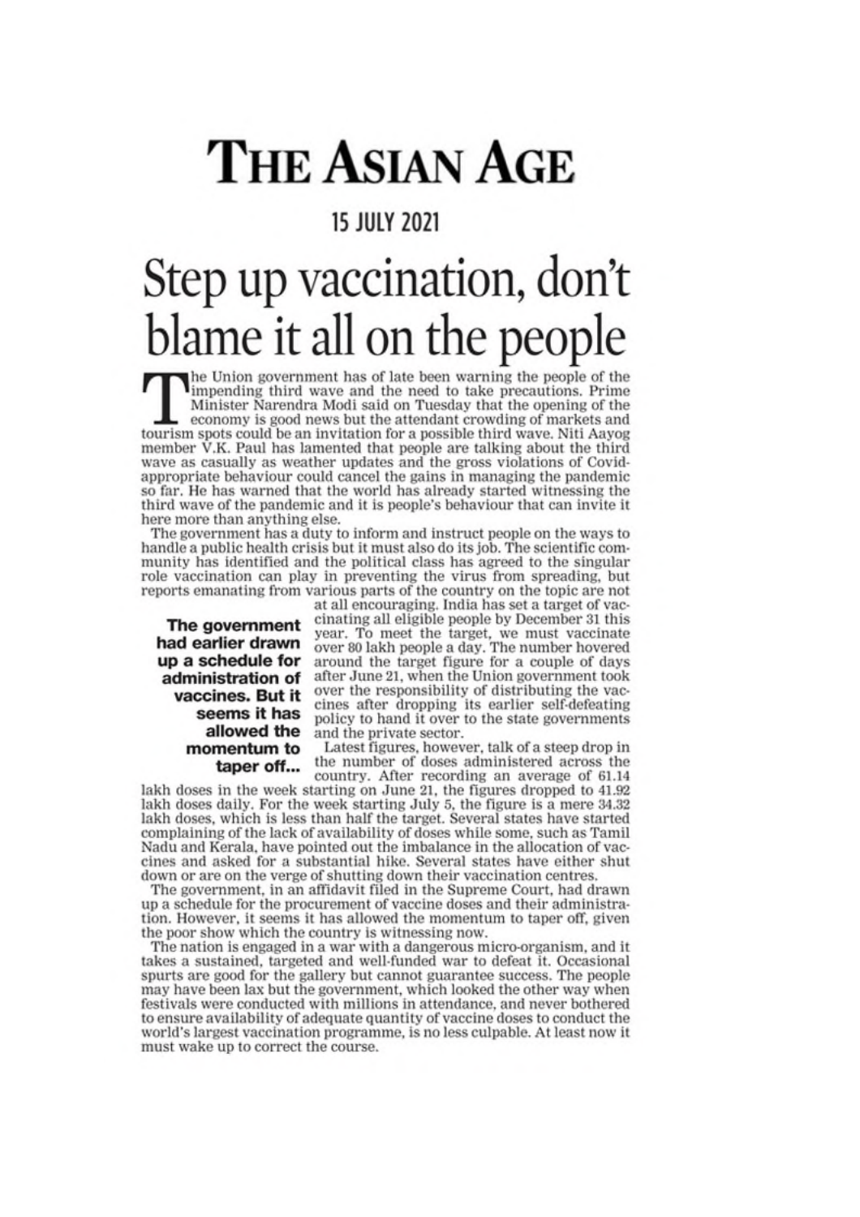# THE ASIAN AGE

15 JULY 2021

# Step up vaccination, don't blame it all on the people

The Union government has of late been warning the people of the impending third wave and the need to take precautions. Prime Minister Narendra Modi said on Tuesday that the opening of the economy is good news but the attendant crowding of markets and tourism spots could be an invitation for a possible third wave. Niti Aayog member V.K. Paul has lamented that people are talking about the third wave as casually as weather updates and the gross violations of Covid-appropriate behaviour could cancel the gains in managing the pandemic so far. He has warned that the world has already started witnessing the third wave of the pandemic and it is people's behaviour that can invite it here more than anything else.

The government has a duty to inform and instruct people on the ways to handle a public health crisis but it must also do its job. The scientific community has identified and the political class has agreed to the singular role vaccination can play in preventing the virus from spreading, but reports emanating from various parts of the country on the topic are not at all encouraging. India has set a target of vaccinating all eligible people by December 31 this year. To meet the target, we must vaccinate over 80 lakh people a day. The number hovered around the target figure for a couple of days after June 21, when the Union government took over the responsibility of distributing the vaccines after dropping its earlier self-defeating policy to hand it over to the state governments and the private sector.

**The government had earlier drawn up a schedule for administration of vaccines. But it seems it has allowed the momentum to taper off...**

Latest figures, however, talk of a steep drop in the number of doses administered across the country. After recording an average of 61.14 lakh doses in the week starting on June 21, the figures dropped to 41.92 lakh doses daily. For the week starting July 5, the figure is a mere 34.32 lakh doses, which is less than half the target. Several states have started complaining of the lack of availability of doses while some, such as Tamil Nadu and Kerala, have pointed out the imbalance in the allocation of vaccines and asked for a substantial hike. Several states have either shut down or are on the verge of shutting down their vaccination centres.

The government, in an affidavit filed in the Supreme Court, had drawn up a schedule for the procurement of vaccine doses and their administration. However, it seems it has allowed the momentum to taper off, given the poor show which the country is witnessing now.

The nation is engaged in a war with a dangerous micro-organism, and it takes a sustained, targeted and well-funded war to defeat it. Occasional spurts are good for the gallery but cannot guarantee success. The people may have been lax but the government, which looked the other way when festivals were conducted with millions in attendance, and never bothered to ensure availability of adequate quantity of vaccine doses to conduct the world's largest vaccination programme, is no less culpable. At least now it must wake up to correct the course.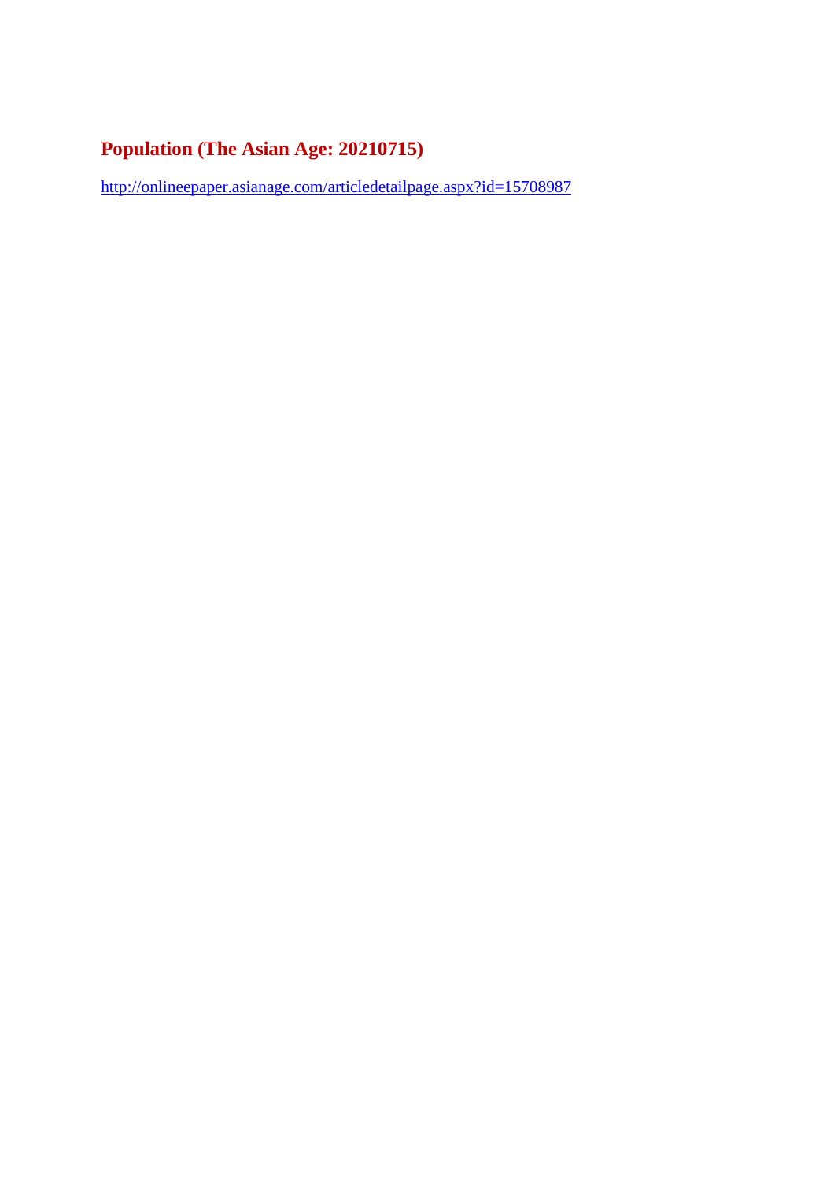## Population (The Asian Age: 20210715)

http://onlineepaper.asianage.com/articledetailpage.aspx?id=15708987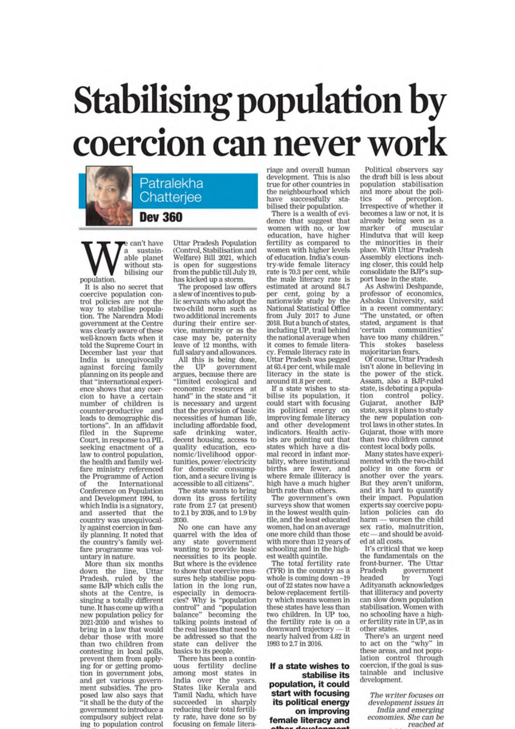# Stabilising population by coercion can never work

**Patralekha Chatterjee**

**Dev 360**

We can't have a sustainable planet without stabilising our population.

It is also no secret that coercive population control policies are not the way to stabilise population. The Narendra Modi government at the Centre was clearly aware of these well-known facts when it told the Supreme Court in December last year that India is unequivocally against forcing family planning on its people and that "international experience shows that any coercion to have a certain number of children is counter-productive and leads to demographic distortions". In an affidavit filed in the Supreme Court, in response to a PIL seeking enactment of a law to control population, the health and family welfare ministry referenced the Programme of Action of the International Conference on Population and Development 1994, to which India is a signatory, and asserted that the country was unequivocally against coercion in family planning. It noted that the country's family welfare programme was voluntary in nature.

More than six months down the line, Uttar Pradesh, ruled by the same BJP which calls the shots at the Centre, is singing a totally different tune. It has come up with a new population policy for 2021-2030 and wishes to bring in a law that would debar those with more than two children from contesting in local polls, prevent them from applying for or getting promotion in government jobs, and get various government subsidies. The proposed law also says that "it shall be the duty of the government to introduce a compulsory subject relating to population control in all secondary schools". The Uttar Pradesh Population (Control, Stabilisation and Welfare) Bill 2021, which is open for suggestions from the public till July 19, has kicked up a storm.

The proposed law offers a slew of incentives to public servants who adopt the two-child norm such as two additional increments during their entire service, maternity or as the case may be, paternity leave of 12 months, with full salary and allowances.

All this is being done, the UP government argues, because there are "limited ecological and economic resources at hand" in the state and "it is necessary and urgent that the provision of basic necessities of human life, including affordable food, safe drinking water, decent housing, access to quality education, economic/livelihood opportunities, power/electricity for domestic consumption, and a secure living is accessible to all citizens".

The state wants to bring down its gross fertility rate from 2.7 (at present) to 2.1 by 2026, and to 1.9 by 2030.

No one can have any quarrel with the idea of any state government wanting to provide basic necessities to its people. But where is the evidence to show that coercive measures help stabilise population in the long run, especially in democracies? Why is "population control" and "population balance" becoming the talking points instead of the real issues that need to be addressed so that the state can deliver the basics to its people.

There has been a continuous fertility decline among most states in India over the years. States like Kerala and Tamil Nadu, which have succeeded in sharply reducing their total fertility rate, have done so by focusing on female literacy, age at marriage and overall human development. This is also true for other countries in the neighbourhood which have successfully stabilised their population.

There is a wealth of evidence that suggest that women with no, or low education, have higher fertility as compared to women with higher levels of education. India's country-wide female literacy rate is 70.3 per cent, while the male literacy rate is estimated at around 84.7 per cent, going by a nationwide study by the National Statistical Office from July 2017 to June 2018. But a bunch of states, including UP, trail behind the national average when it comes to female literacy. Female literacy rate in Uttar Pradesh was pegged at 63.4 per cent, while male literacy in the state is around 81.8 per cent.

If a state wishes to stabilise its population, it could start with focusing its political energy on improving female literacy and other development indicators. Health activists are pointing out that states which have a dismal record in infant mortality, where institutional births are fewer, and where female illiteracy is high have a much higher birth rate than others.

The government's own surveys show that women in the lowest wealth quintile, and the least educated women, had on an average one more child than those with more than 12 years of schooling and in the highest wealth quintile.

The total fertility rate (TFR) in the country as a whole is coming down –19 out of 22 states now have a below-replacement fertility which means women in these states have less than two children. In UP too, the fertility rate is on a downward trajectory — it nearly halved from 4.82 in 1993 to 2.7 in 2016.

Political observers say the draft bill is less about population stabilisation and more about the politics of perception. Irrespective of whether it becomes a law or not, it is already being seen as a marker of muscular Hindutva that will keep the minorities in their place. With Uttar Pradesh Assembly elections inching closer, this could help consolidate the BJP's support base in the state.

As Ashwini Deshpande, professor of economics, Ashoka University, said in a recent commentary: "The unstated, or often stated, argument is that 'certain communities' have too many children." This stokes baseless majoritarian fears.

Of course, Uttar Pradesh isn't alone in believing in the power of the stick. Assam, also a BJP-ruled state, is debating a population control policy. Gujarat, another BJP state, says it plans to study the new population control laws in other states. In Gujarat, those with more than two children cannot contest local body polls.

Many states have experimented with the two-child policy in one form or another over the years. But they aren't uniform, and it's hard to quantify their impact. Population experts say coercive population policies can do harm — worsen the child sex ratio, malnutrition, etc — and should be avoided at all costs.

It's critical that we keep the fundamentals on the front-burner. The Uttar Pradesh government headed by Yogi Adityanath acknowledges that illiteracy and poverty can slow down population stabilisation. Women with no schooling have a higher fertility rate in UP, as in other states.

There's an urgent need to act on the "why" in these areas, and not population control through coercion, if the goal is sustainable and inclusive development.

**If a state wishes to stabilise its population, it could start with focusing its political energy on improving female literacy and other development**

*The writer focuses on development issues in India and emerging economies. She can be reached at*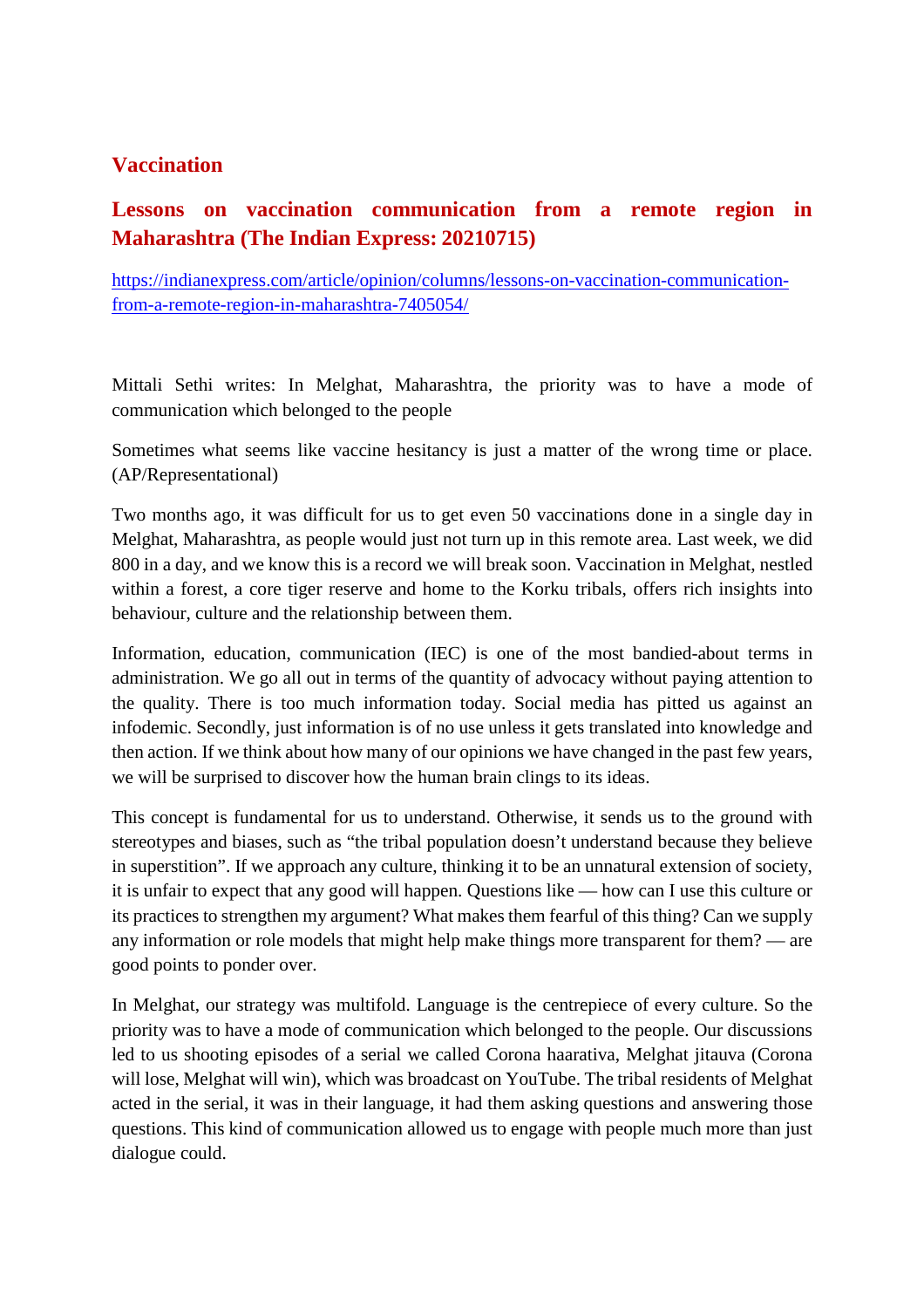## Vaccination

### Lessons on vaccination communication from a remote region in Maharashtra (The Indian Express: 20210715)

[https://indianexpress.com/article/opinion/columns/lessons-on-vaccination-communication-from-a-remote-region-in-maharashtra-7405054/](https://indianexpress.com/article/opinion/columns/lessons-on-vaccination-communication-from-a-remote-region-in-maharashtra-7405054/)

Mittali Sethi writes: In Melghat, Maharashtra, the priority was to have a mode of communication which belonged to the people

Sometimes what seems like vaccine hesitancy is just a matter of the wrong time or place. (AP/Representational)

Two months ago, it was difficult for us to get even 50 vaccinations done in a single day in Melghat, Maharashtra, as people would just not turn up in this remote area. Last week, we did 800 in a day, and we know this is a record we will break soon. Vaccination in Melghat, nestled within a forest, a core tiger reserve and home to the Korku tribals, offers rich insights into behaviour, culture and the relationship between them.

Information, education, communication (IEC) is one of the most bandied-about terms in administration. We go all out in terms of the quantity of advocacy without paying attention to the quality. There is too much information today. Social media has pitted us against an infodemic. Secondly, just information is of no use unless it gets translated into knowledge and then action. If we think about how many of our opinions we have changed in the past few years, we will be surprised to discover how the human brain clings to its ideas.

This concept is fundamental for us to understand. Otherwise, it sends us to the ground with stereotypes and biases, such as "the tribal population doesn't understand because they believe in superstition". If we approach any culture, thinking it to be an unnatural extension of society, it is unfair to expect that any good will happen. Questions like — how can I use this culture or its practices to strengthen my argument? What makes them fearful of this thing? Can we supply any information or role models that might help make things more transparent for them? — are good points to ponder over.

In Melghat, our strategy was multifold. Language is the centrepiece of every culture. So the priority was to have a mode of communication which belonged to the people. Our discussions led to us shooting episodes of a serial we called Corona haarativa, Melghat jitauva (Corona will lose, Melghat will win), which was broadcast on YouTube. The tribal residents of Melghat acted in the serial, it was in their language, it had them asking questions and answering those questions. This kind of communication allowed us to engage with people much more than just dialogue could.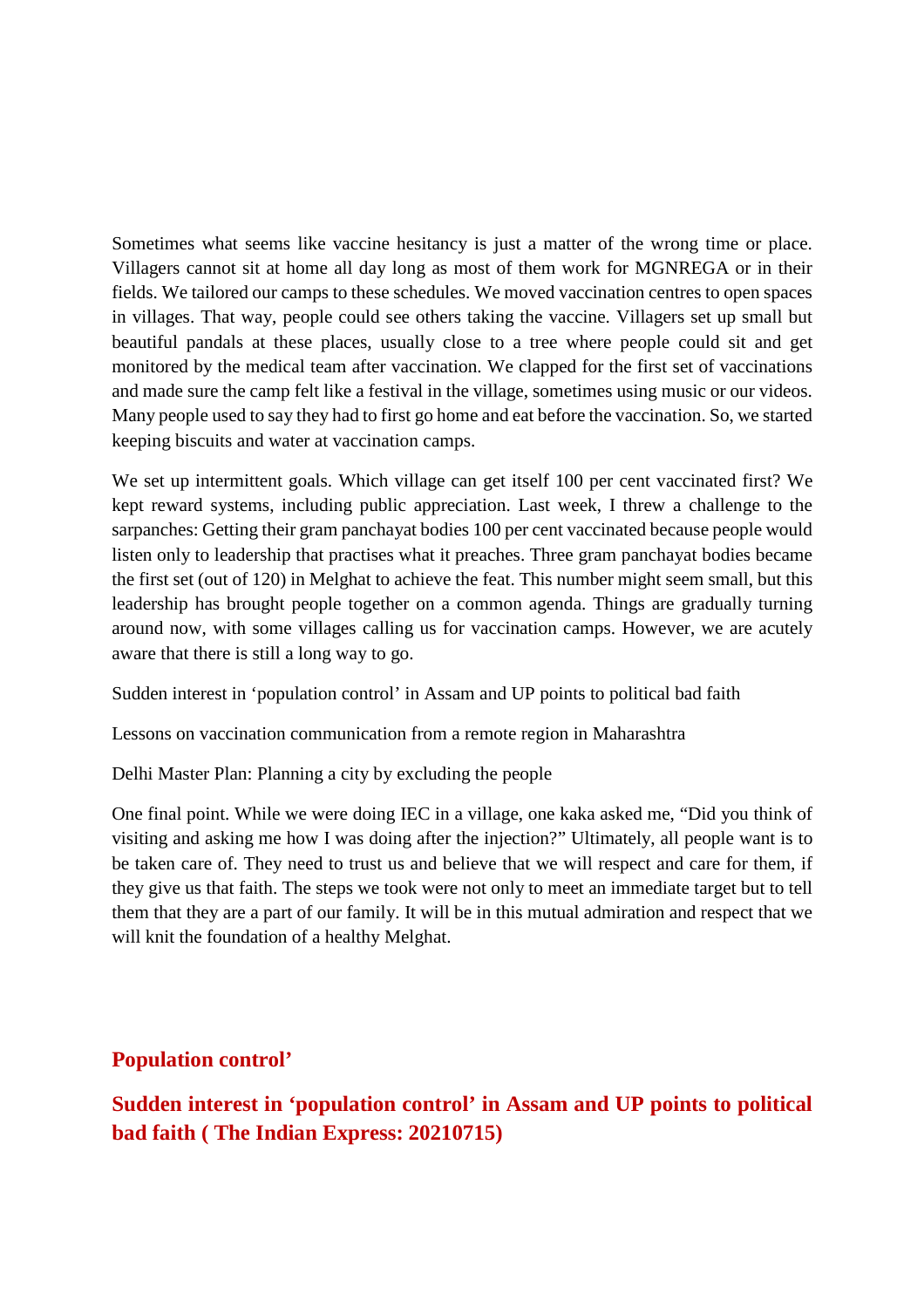Sometimes what seems like vaccine hesitancy is just a matter of the wrong time or place. Villagers cannot sit at home all day long as most of them work for MGNREGA or in their fields. We tailored our camps to these schedules. We moved vaccination centres to open spaces in villages. That way, people could see others taking the vaccine. Villagers set up small but beautiful pandals at these places, usually close to a tree where people could sit and get monitored by the medical team after vaccination. We clapped for the first set of vaccinations and made sure the camp felt like a festival in the village, sometimes using music or our videos. Many people used to say they had to first go home and eat before the vaccination. So, we started keeping biscuits and water at vaccination camps.

We set up intermittent goals. Which village can get itself 100 per cent vaccinated first? We kept reward systems, including public appreciation. Last week, I threw a challenge to the sarpanches: Getting their gram panchayat bodies 100 per cent vaccinated because people would listen only to leadership that practises what it preaches. Three gram panchayat bodies became the first set (out of 120) in Melghat to achieve the feat. This number might seem small, but this leadership has brought people together on a common agenda. Things are gradually turning around now, with some villages calling us for vaccination camps. However, we are acutely aware that there is still a long way to go.

Sudden interest in 'population control' in Assam and UP points to political bad faith

Lessons on vaccination communication from a remote region in Maharashtra

Delhi Master Plan: Planning a city by excluding the people

One final point. While we were doing IEC in a village, one kaka asked me, "Did you think of visiting and asking me how I was doing after the injection?" Ultimately, all people want is to be taken care of. They need to trust us and believe that we will respect and care for them, if they give us that faith. The steps we took were not only to meet an immediate target but to tell them that they are a part of our family. It will be in this mutual admiration and respect that we will knit the foundation of a healthy Melghat.

## Population control'

## Sudden interest in 'population control' in Assam and UP points to political bad faith ( The Indian Express: 20210715)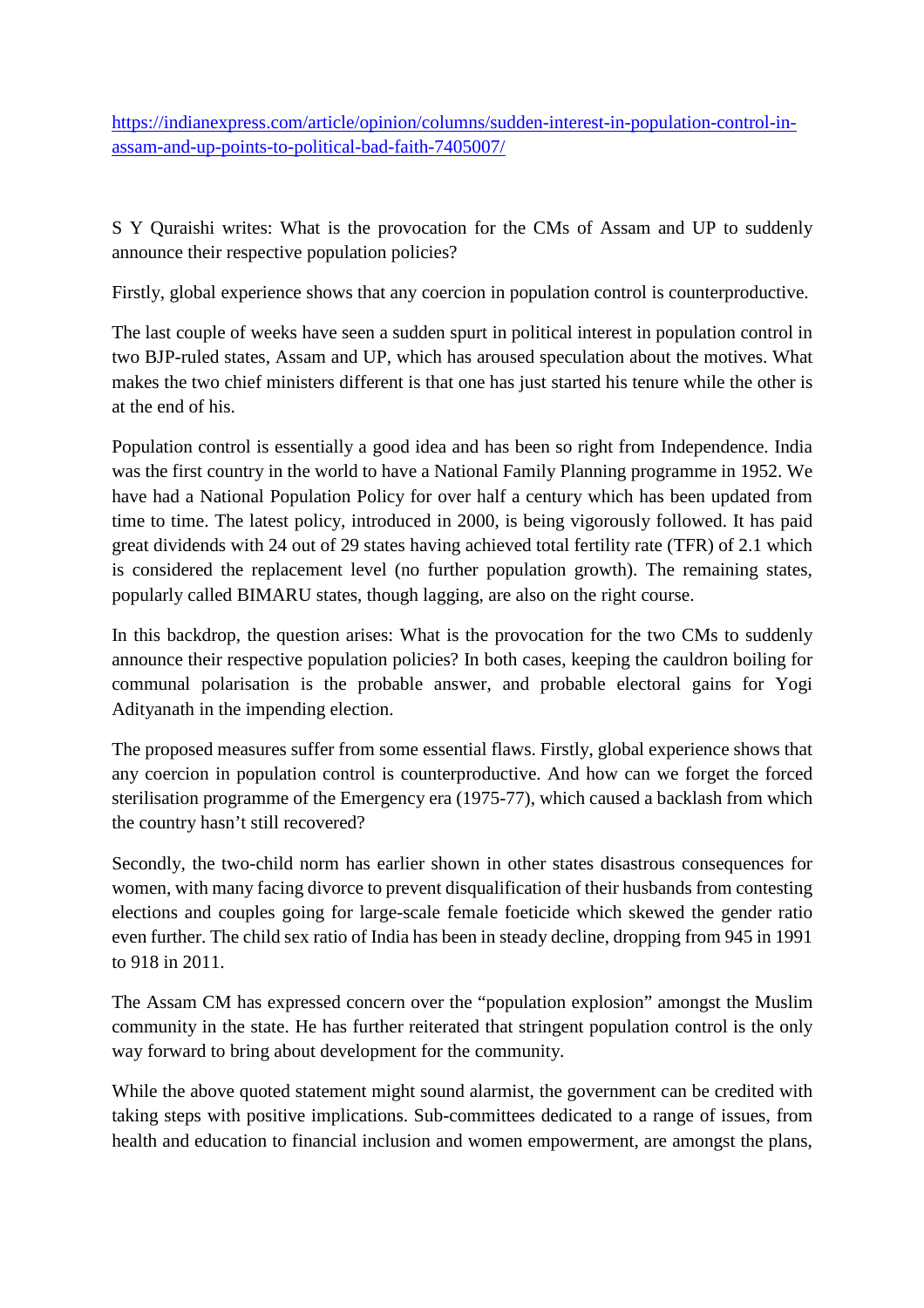[https://indianexpress.com/article/opinion/columns/sudden-interest-in-population-control-in-assam-and-up-points-to-political-bad-faith-7405007/](https://indianexpress.com/article/opinion/columns/sudden-interest-in-population-control-in-assam-and-up-points-to-political-bad-faith-7405007/)

S Y Quraishi writes: What is the provocation for the CMs of Assam and UP to suddenly announce their respective population policies?

Firstly, global experience shows that any coercion in population control is counterproductive.

The last couple of weeks have seen a sudden spurt in political interest in population control in two BJP-ruled states, Assam and UP, which has aroused speculation about the motives. What makes the two chief ministers different is that one has just started his tenure while the other is at the end of his.

Population control is essentially a good idea and has been so right from Independence. India was the first country in the world to have a National Family Planning programme in 1952. We have had a National Population Policy for over half a century which has been updated from time to time. The latest policy, introduced in 2000, is being vigorously followed. It has paid great dividends with 24 out of 29 states having achieved total fertility rate (TFR) of 2.1 which is considered the replacement level (no further population growth). The remaining states, popularly called BIMARU states, though lagging, are also on the right course.

In this backdrop, the question arises: What is the provocation for the two CMs to suddenly announce their respective population policies? In both cases, keeping the cauldron boiling for communal polarisation is the probable answer, and probable electoral gains for Yogi Adityanath in the impending election.

The proposed measures suffer from some essential flaws. Firstly, global experience shows that any coercion in population control is counterproductive. And how can we forget the forced sterilisation programme of the Emergency era (1975-77), which caused a backlash from which the country hasn't still recovered?

Secondly, the two-child norm has earlier shown in other states disastrous consequences for women, with many facing divorce to prevent disqualification of their husbands from contesting elections and couples going for large-scale female foeticide which skewed the gender ratio even further. The child sex ratio of India has been in steady decline, dropping from 945 in 1991 to 918 in 2011.

The Assam CM has expressed concern over the "population explosion" amongst the Muslim community in the state. He has further reiterated that stringent population control is the only way forward to bring about development for the community.

While the above quoted statement might sound alarmist, the government can be credited with taking steps with positive implications. Sub-committees dedicated to a range of issues, from health and education to financial inclusion and women empowerment, are amongst the plans,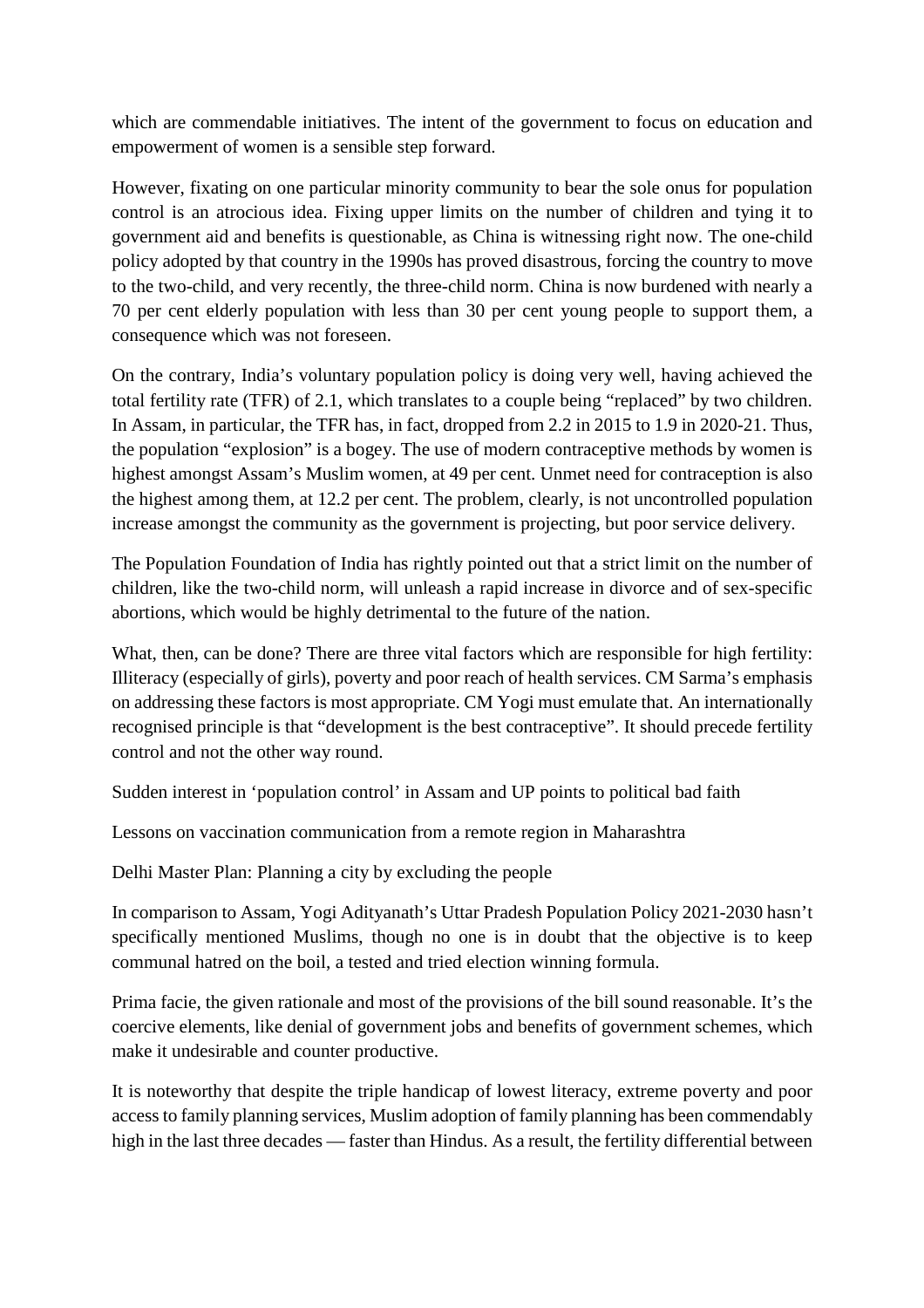which are commendable initiatives. The intent of the government to focus on education and empowerment of women is a sensible step forward.

However, fixating on one particular minority community to bear the sole onus for population control is an atrocious idea. Fixing upper limits on the number of children and tying it to government aid and benefits is questionable, as China is witnessing right now. The one-child policy adopted by that country in the 1990s has proved disastrous, forcing the country to move to the two-child, and very recently, the three-child norm. China is now burdened with nearly a 70 per cent elderly population with less than 30 per cent young people to support them, a consequence which was not foreseen.

On the contrary, India's voluntary population policy is doing very well, having achieved the total fertility rate (TFR) of 2.1, which translates to a couple being "replaced" by two children. In Assam, in particular, the TFR has, in fact, dropped from 2.2 in 2015 to 1.9 in 2020-21. Thus, the population "explosion" is a bogey. The use of modern contraceptive methods by women is highest amongst Assam's Muslim women, at 49 per cent. Unmet need for contraception is also the highest among them, at 12.2 per cent. The problem, clearly, is not uncontrolled population increase amongst the community as the government is projecting, but poor service delivery.

The Population Foundation of India has rightly pointed out that a strict limit on the number of children, like the two-child norm, will unleash a rapid increase in divorce and of sex-specific abortions, which would be highly detrimental to the future of the nation.

What, then, can be done? There are three vital factors which are responsible for high fertility: Illiteracy (especially of girls), poverty and poor reach of health services. CM Sarma's emphasis on addressing these factors is most appropriate. CM Yogi must emulate that. An internationally recognised principle is that "development is the best contraceptive". It should precede fertility control and not the other way round.

Sudden interest in 'population control' in Assam and UP points to political bad faith

Lessons on vaccination communication from a remote region in Maharashtra

Delhi Master Plan: Planning a city by excluding the people

In comparison to Assam, Yogi Adityanath's Uttar Pradesh Population Policy 2021-2030 hasn't specifically mentioned Muslims, though no one is in doubt that the objective is to keep communal hatred on the boil, a tested and tried election winning formula.

Prima facie, the given rationale and most of the provisions of the bill sound reasonable. It's the coercive elements, like denial of government jobs and benefits of government schemes, which make it undesirable and counter productive.

It is noteworthy that despite the triple handicap of lowest literacy, extreme poverty and poor access to family planning services, Muslim adoption of family planning has been commendably high in the last three decades — faster than Hindus. As a result, the fertility differential between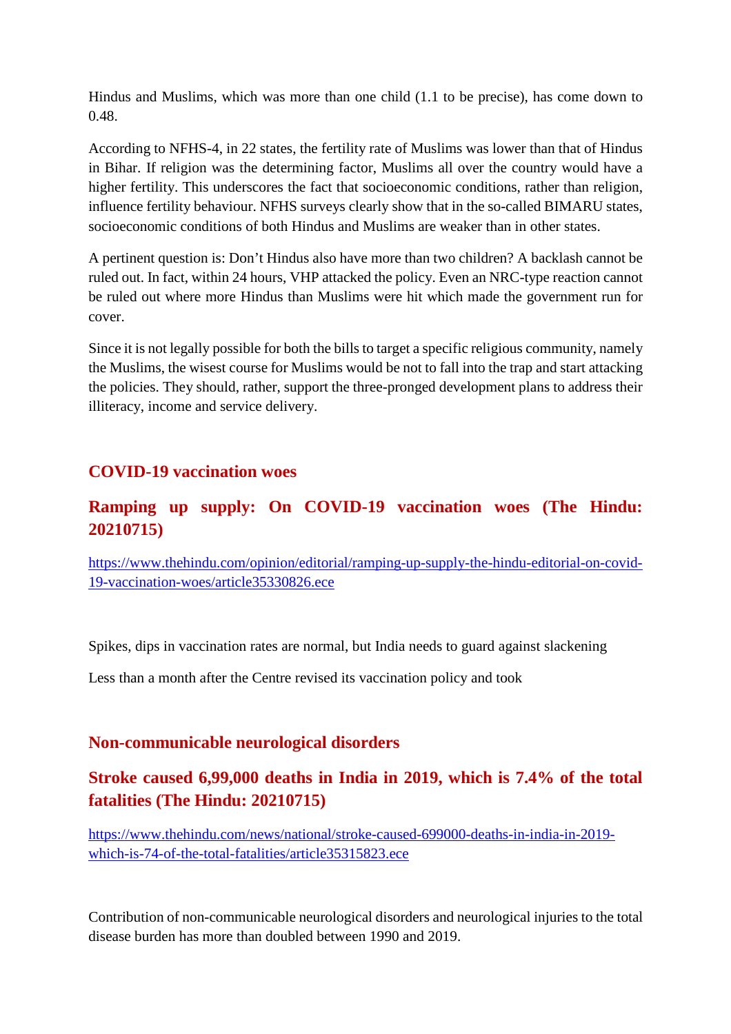Hindus and Muslims, which was more than one child (1.1 to be precise), has come down to 0.48.

According to NFHS-4, in 22 states, the fertility rate of Muslims was lower than that of Hindus in Bihar. If religion was the determining factor, Muslims all over the country would have a higher fertility. This underscores the fact that socioeconomic conditions, rather than religion, influence fertility behaviour. NFHS surveys clearly show that in the so-called BIMARU states, socioeconomic conditions of both Hindus and Muslims are weaker than in other states.

A pertinent question is: Don't Hindus also have more than two children? A backlash cannot be ruled out. In fact, within 24 hours, VHP attacked the policy. Even an NRC-type reaction cannot be ruled out where more Hindus than Muslims were hit which made the government run for cover.

Since it is not legally possible for both the bills to target a specific religious community, namely the Muslims, the wisest course for Muslims would be not to fall into the trap and start attacking the policies. They should, rather, support the three-pronged development plans to address their illiteracy, income and service delivery.

## COVID-19 vaccination woes

### Ramping up supply: On COVID-19 vaccination woes (The Hindu: 20210715)

https://www.thehindu.com/opinion/editorial/ramping-up-supply-the-hindu-editorial-on-covid-19-vaccination-woes/article35330826.ece

Spikes, dips in vaccination rates are normal, but India needs to guard against slackening

Less than a month after the Centre revised its vaccination policy and took

## Non-communicable neurological disorders

### Stroke caused 6,99,000 deaths in India in 2019, which is 7.4% of the total fatalities (The Hindu: 20210715)

https://www.thehindu.com/news/national/stroke-caused-699000-deaths-in-india-in-2019-which-is-74-of-the-total-fatalities/article35315823.ece

Contribution of non-communicable neurological disorders and neurological injuries to the total disease burden has more than doubled between 1990 and 2019.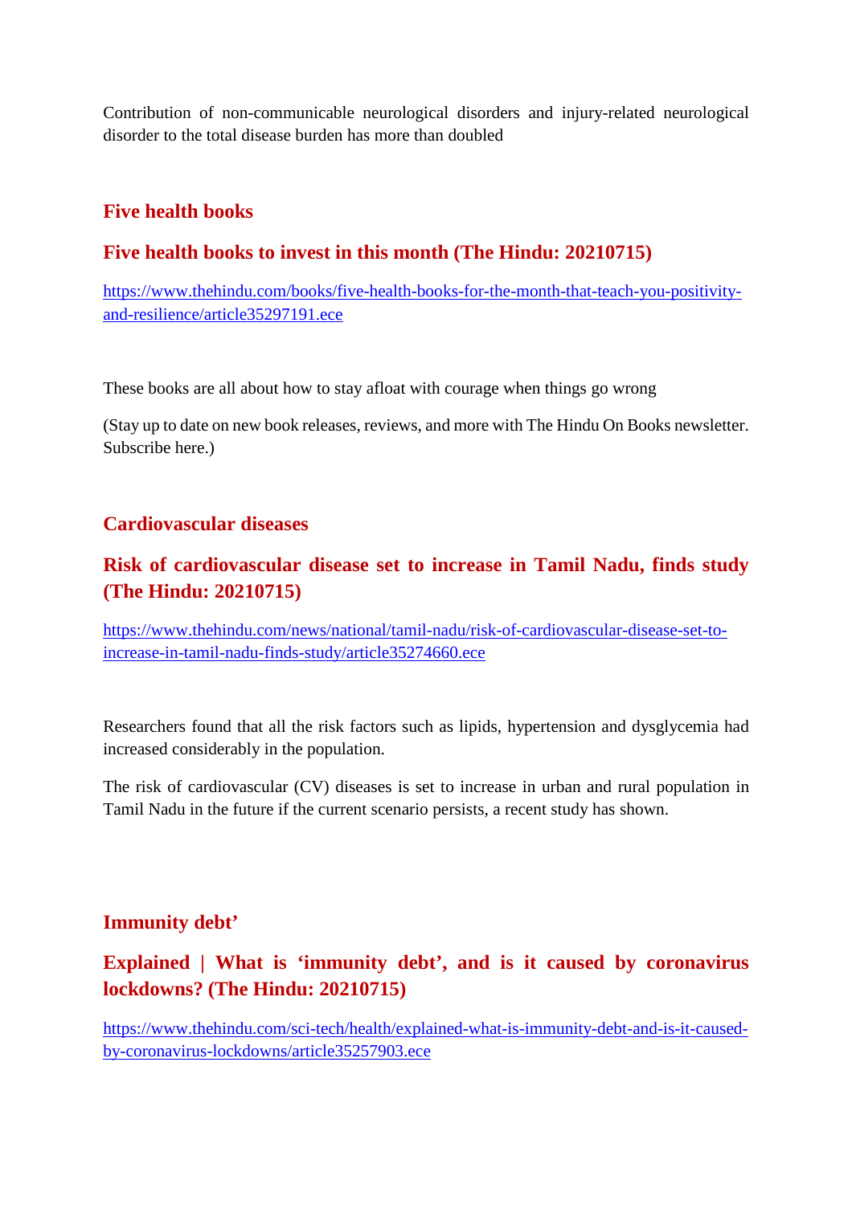Contribution of non-communicable neurological disorders and injury-related neurological disorder to the total disease burden has more than doubled

## Five health books

### Five health books to invest in this month (The Hindu: 20210715)

https://www.thehindu.com/books/five-health-books-for-the-month-that-teach-you-positivity-and-resilience/article35297191.ece

These books are all about how to stay afloat with courage when things go wrong

(Stay up to date on new book releases, reviews, and more with The Hindu On Books newsletter. Subscribe here.)

## Cardiovascular diseases

### Risk of cardiovascular disease set to increase in Tamil Nadu, finds study (The Hindu: 20210715)

https://www.thehindu.com/news/national/tamil-nadu/risk-of-cardiovascular-disease-set-to-increase-in-tamil-nadu-finds-study/article35274660.ece

Researchers found that all the risk factors such as lipids, hypertension and dysglycemia had increased considerably in the population.

The risk of cardiovascular (CV) diseases is set to increase in urban and rural population in Tamil Nadu in the future if the current scenario persists, a recent study has shown.

## Immunity debt'

### Explained | What is 'immunity debt', and is it caused by coronavirus lockdowns? (The Hindu: 20210715)

https://www.thehindu.com/sci-tech/health/explained-what-is-immunity-debt-and-is-it-caused-by-coronavirus-lockdowns/article35257903.ece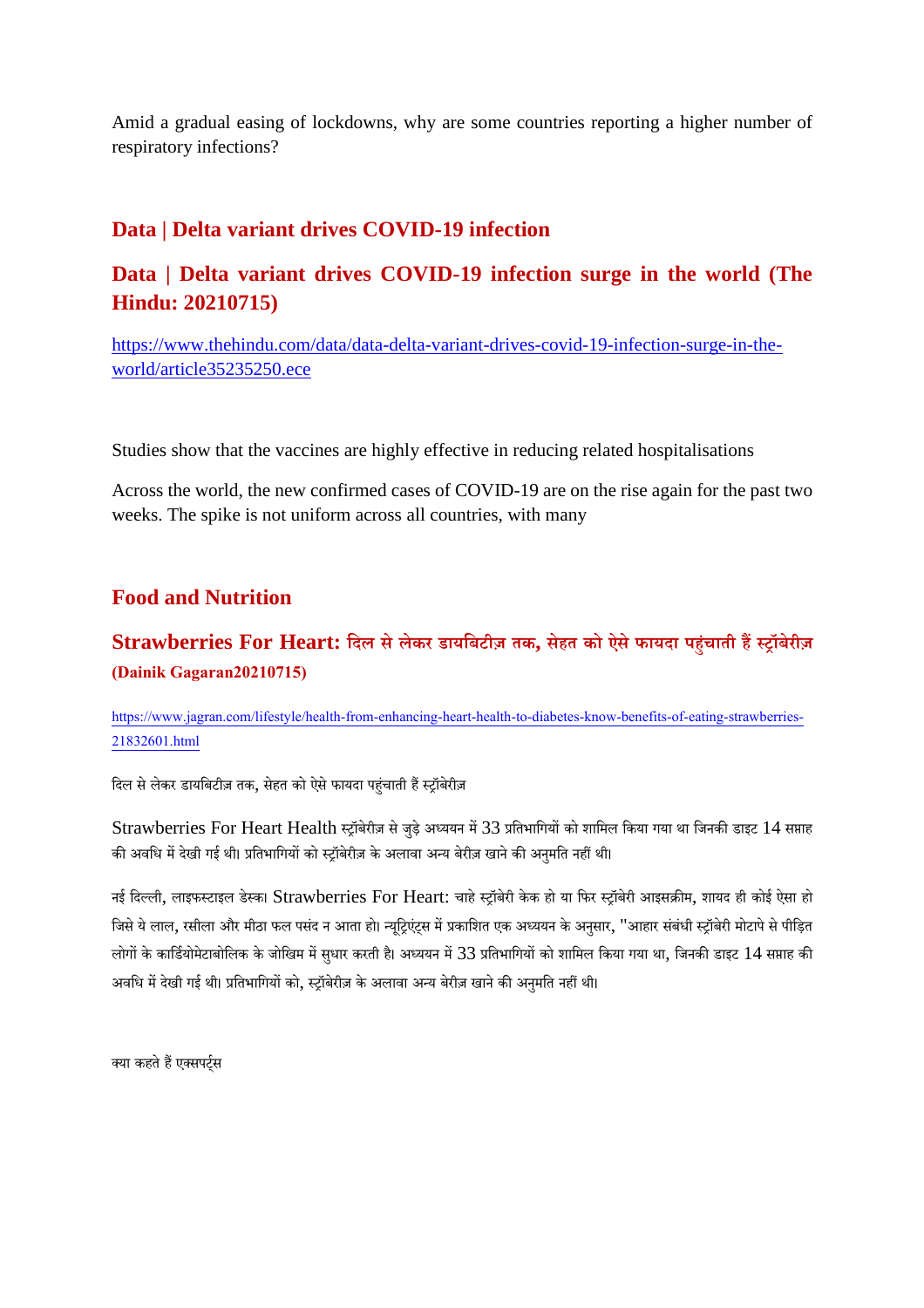Amid a gradual easing of lockdowns, why are some countries reporting a higher number of respiratory infections?

## Data | Delta variant drives COVID-19 infection

## Data | Delta variant drives COVID-19 infection surge in the world (The Hindu: 20210715)

https://www.thehindu.com/data/data-delta-variant-drives-covid-19-infection-surge-in-the-world/article35235250.ece

Studies show that the vaccines are highly effective in reducing related hospitalisations

Across the world, the new confirmed cases of COVID-19 are on the rise again for the past two weeks. The spike is not uniform across all countries, with many

## Food and Nutrition

## Strawberries For Heart: दिल से लेकर डायबिटीज़ तक, सेहत को ऐसे फायदा पहुंचाती हैं स्ट्रॉबेरीज़ (Dainik Gagaran20210715)

https://www.jagran.com/lifestyle/health-from-enhancing-heart-health-to-diabetes-know-benefits-of-eating-strawberries-21832601.html

दिल से लेकर डायबिटीज़ तक, सेहत को ऐसे फायदा पहुंचाती हैं स्ट्रॉबेरीज़

Strawberries For Heart Health स्ट्रॉबेरीज़ से जुड़े अध्ययन में 33 प्रतिभागियों को शामिल किया गया था जिनकी डाइट 14 सप्ताह की अवधि में देखी गई थी। प्रतिभागियों को स्ट्रॉबेरीज़ के अलावा अन्य बेरीज़ खाने की अनुमति नहीं थी।

नई दिल्ली, लाइफस्टाइल डेस्क। Strawberries For Heart: चाहे स्ट्रॉबेरी केक हो या फिर स्ट्रॉबेरी आइसक्रीम, शायद ही कोई ऐसा हो जिसे ये लाल, रसीला और मीठा फल पसंद न आता हो। न्यूट्रिएंट्स में प्रकाशित एक अध्ययन के अनुसार, "आहार संबंधी स्ट्रॉबेरी मोटापे से पीड़ित लोगों के कार्डियोमेटाबोलिक के जोखिम में सुधार करती है। अध्ययन में 33 प्रतिभागियों को शामिल किया गया था, जिनकी डाइट 14 सप्ताह की अवधि में देखी गई थी। प्रतिभागियों को, स्ट्रॉबेरीज़ के अलावा अन्य बेरीज़ खाने की अनुमति नहीं थी।

क्या कहते हैं एक्सपर्ट्स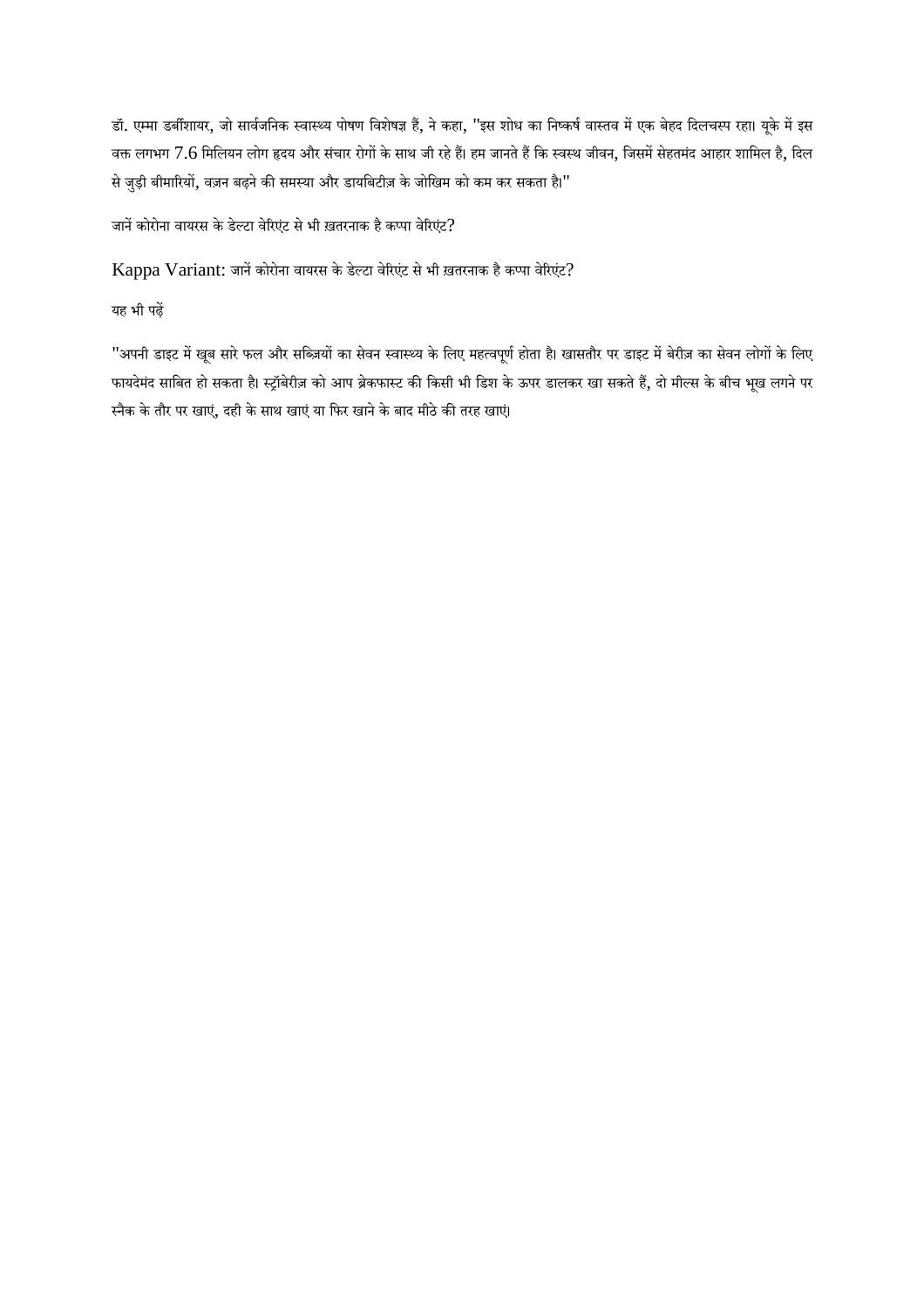डॉ. एम्मा डर्बीशायर, जो सार्वजनिक स्वास्थ्य पोषण विशेषज्ञ हैं, ने कहा, "इस शोध का निष्कर्ष वास्तव में एक बेहद दिलचस्प रहा। यूके में इस वक्त लगभग 7.6 मिलियन लोग हृदय और संचार रोगों के साथ जी रहे हैं। हम जानते हैं कि स्वस्थ जीवन, जिसमें सेहतमंद आहार शामिल है, दिल से जुड़ी बीमारियों, वज़न बढ़ने की समस्या और डायबिटीज़ के जोखिम को कम कर सकता है।"

जानें कोरोना वायरस के डेल्टा वेरिएंट से भी ख़तरनाक है कप्पा वेरिएंट?

Kappa Variant: जानें कोरोना वायरस के डेल्टा वेरिएंट से भी ख़तरनाक है कप्पा वेरिएंट?

यह भी पढ़ें

"अपनी डाइट में खूब सारे फल और सब्ज़ियों का सेवन स्वास्थ्य के लिए महत्वपूर्ण होता है। खासतौर पर डाइट में बेरीज़ का सेवन लोगों के लिए फायदेमंद साबित हो सकता है। स्ट्रॉबेरीज़ को आप ब्रेकफास्ट की किसी भी डिश के ऊपर डालकर खा सकते हैं, दो मील्स के बीच भूख लगने पर स्नैक के तौर पर खाएं, दही के साथ खाएं या फिर खाने के बाद मीठे की तरह खाएं।